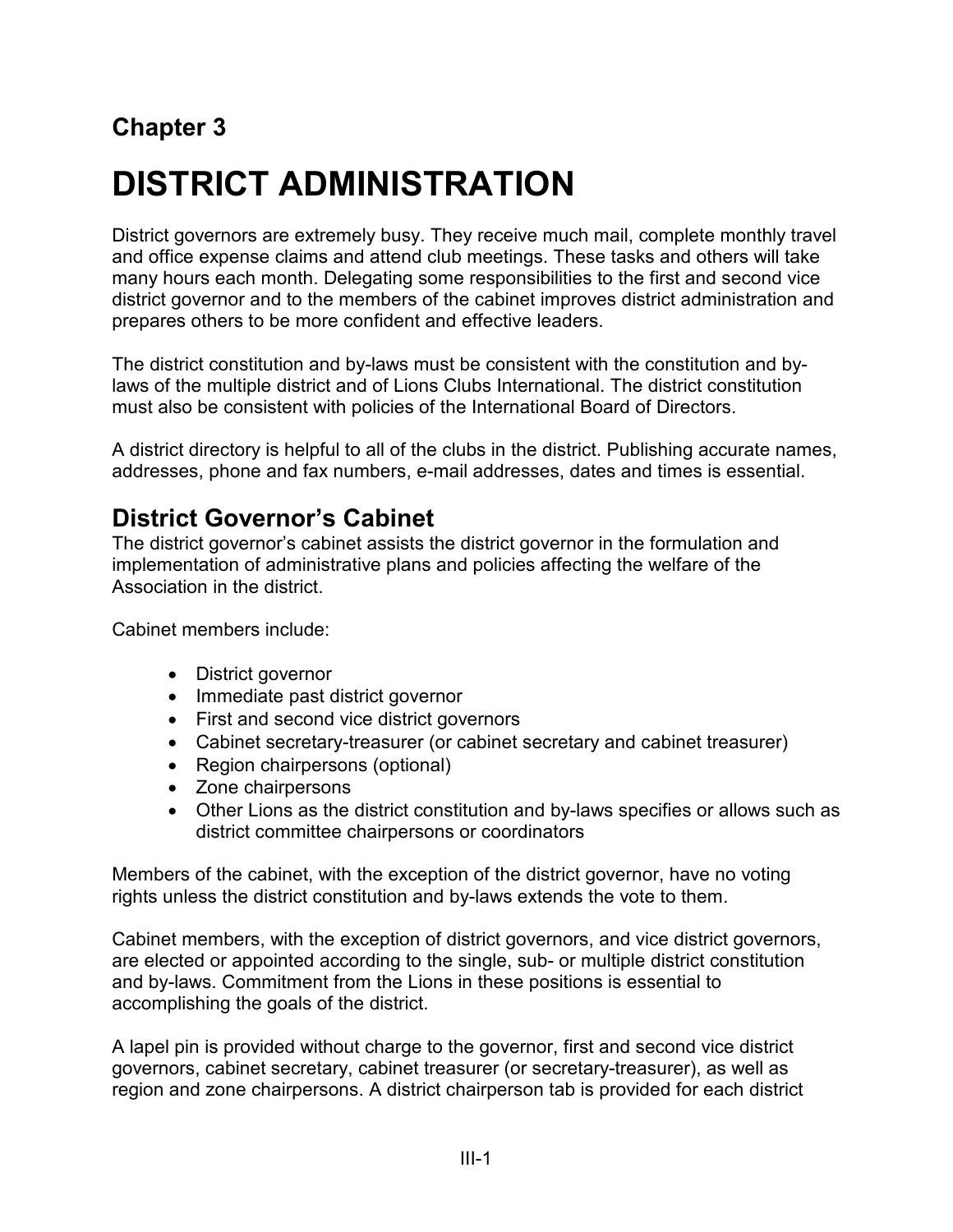## Chapter 3

# DISTRICT ADMINISTRATION

District governors are extremely busy. They receive much mail, complete monthly travel and office expense claims and attend club meetings. These tasks and others will take many hours each month. Delegating some responsibilities to the first and second vice district governor and to the members of the cabinet improves district administration and prepares others to be more confident and effective leaders.

The district constitution and by-laws must be consistent with the constitution and by-laws of the multiple district and of Lions Clubs International. The district constitution must also be consistent with policies of the International Board of Directors.

A district directory is helpful to all of the clubs in the district. Publishing accurate names, addresses, phone and fax numbers, e-mail addresses, dates and times is essential.

## District Governor's Cabinet

The district governor's cabinet assists the district governor in the formulation and implementation of administrative plans and policies affecting the welfare of the Association in the district.

Cabinet members include:

- District governor
- Immediate past district governor
- First and second vice district governors
- Cabinet secretary-treasurer (or cabinet secretary and cabinet treasurer)
- Region chairpersons (optional)
- Zone chairpersons
- Other Lions as the district constitution and by-laws specifies or allows such as district committee chairpersons or coordinators

Members of the cabinet, with the exception of the district governor, have no voting rights unless the district constitution and by-laws extends the vote to them.

Cabinet members, with the exception of district governors, and vice district governors, are elected or appointed according to the single, sub- or multiple district constitution and by-laws. Commitment from the Lions in these positions is essential to accomplishing the goals of the district.

A lapel pin is provided without charge to the governor, first and second vice district governors, cabinet secretary, cabinet treasurer (or secretary-treasurer), as well as region and zone chairpersons. A district chairperson tab is provided for each district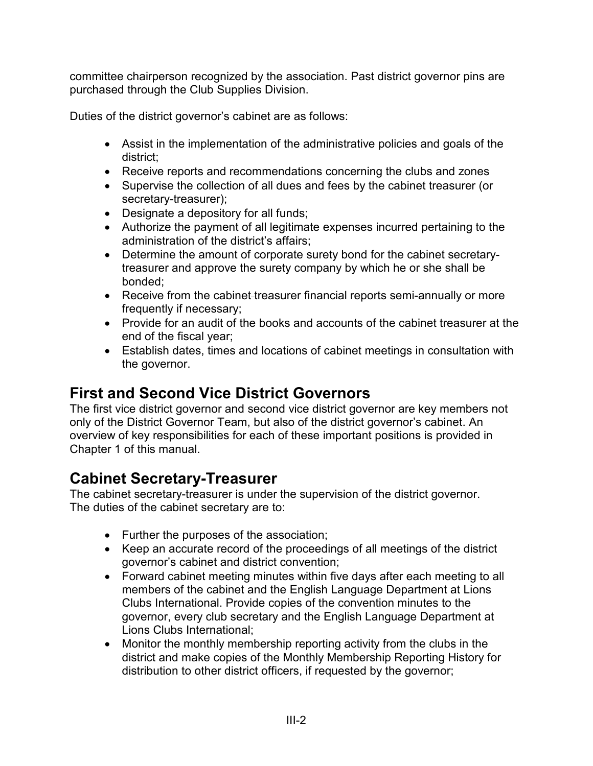committee chairperson recognized by the association. Past district governor pins are purchased through the Club Supplies Division.

Duties of the district governor's cabinet are as follows:

- Assist in the implementation of the administrative policies and goals of the district;
- Receive reports and recommendations concerning the clubs and zones
- Supervise the collection of all dues and fees by the cabinet treasurer (or secretary-treasurer);
- Designate a depository for all funds;
- Authorize the payment of all legitimate expenses incurred pertaining to the administration of the district's affairs;
- Determine the amount of corporate surety bond for the cabinet secretary-treasurer and approve the surety company by which he or she shall be bonded;
- Receive from the cabinet treasurer financial reports semi-annually or more frequently if necessary;
- Provide for an audit of the books and accounts of the cabinet treasurer at the end of the fiscal year;
- Establish dates, times and locations of cabinet meetings in consultation with the governor.

## First and Second Vice District Governors

The first vice district governor and second vice district governor are key members not only of the District Governor Team, but also of the district governor's cabinet. An overview of key responsibilities for each of these important positions is provided in Chapter 1 of this manual.

## Cabinet Secretary-Treasurer

The cabinet secretary-treasurer is under the supervision of the district governor. The duties of the cabinet secretary are to:

- Further the purposes of the association;
- Keep an accurate record of the proceedings of all meetings of the district governor's cabinet and district convention;
- Forward cabinet meeting minutes within five days after each meeting to all members of the cabinet and the English Language Department at Lions Clubs International. Provide copies of the convention minutes to the governor, every club secretary and the English Language Department at Lions Clubs International;
- Monitor the monthly membership reporting activity from the clubs in the district and make copies of the Monthly Membership Reporting History for distribution to other district officers, if requested by the governor;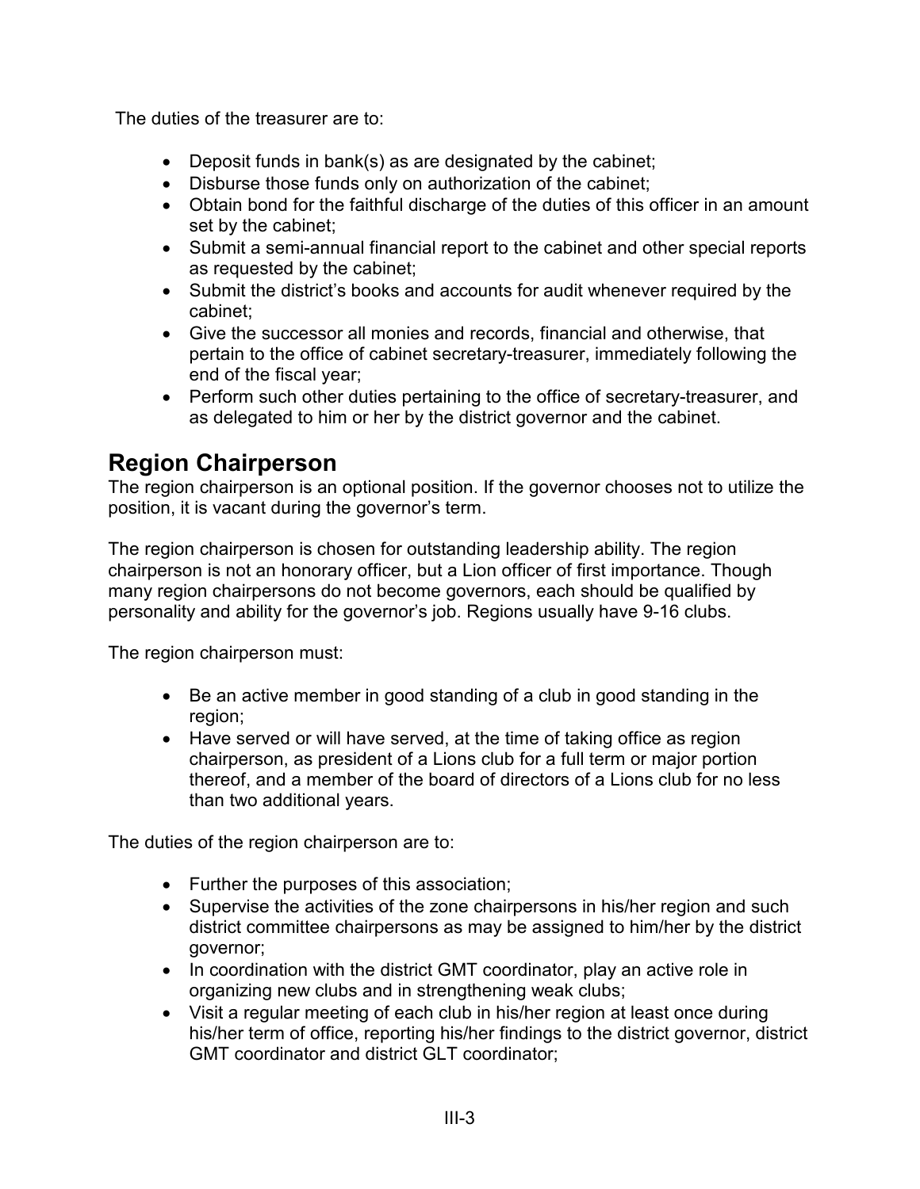The duties of the treasurer are to:

- Deposit funds in bank(s) as are designated by the cabinet;
- Disburse those funds only on authorization of the cabinet;
- Obtain bond for the faithful discharge of the duties of this officer in an amount set by the cabinet;
- Submit a semi-annual financial report to the cabinet and other special reports as requested by the cabinet;
- Submit the district's books and accounts for audit whenever required by the cabinet;
- Give the successor all monies and records, financial and otherwise, that pertain to the office of cabinet secretary-treasurer, immediately following the end of the fiscal year;
- Perform such other duties pertaining to the office of secretary-treasurer, and as delegated to him or her by the district governor and the cabinet.

## Region Chairperson

The region chairperson is an optional position. If the governor chooses not to utilize the position, it is vacant during the governor's term.

The region chairperson is chosen for outstanding leadership ability. The region chairperson is not an honorary officer, but a Lion officer of first importance. Though many region chairpersons do not become governors, each should be qualified by personality and ability for the governor's job. Regions usually have 9-16 clubs.

The region chairperson must:

- Be an active member in good standing of a club in good standing in the region;
- Have served or will have served, at the time of taking office as region chairperson, as president of a Lions club for a full term or major portion thereof, and a member of the board of directors of a Lions club for no less than two additional years.

The duties of the region chairperson are to:

- Further the purposes of this association;
- Supervise the activities of the zone chairpersons in his/her region and such district committee chairpersons as may be assigned to him/her by the district governor;
- In coordination with the district GMT coordinator, play an active role in organizing new clubs and in strengthening weak clubs;
- Visit a regular meeting of each club in his/her region at least once during his/her term of office, reporting his/her findings to the district governor, district GMT coordinator and district GLT coordinator;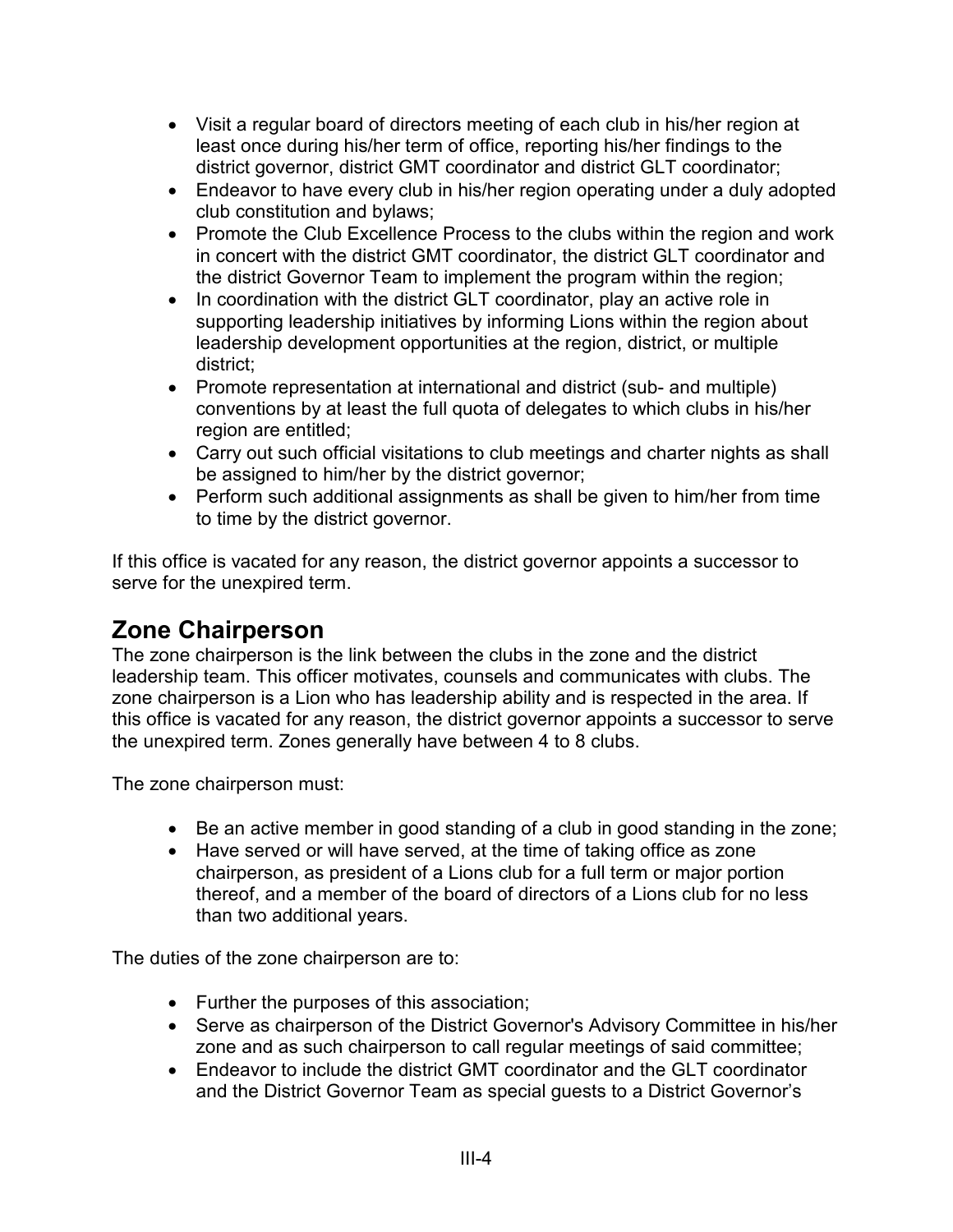- Visit a regular board of directors meeting of each club in his/her region at least once during his/her term of office, reporting his/her findings to the district governor, district GMT coordinator and district GLT coordinator;
- Endeavor to have every club in his/her region operating under a duly adopted club constitution and bylaws;
- Promote the Club Excellence Process to the clubs within the region and work in concert with the district GMT coordinator, the district GLT coordinator and the district Governor Team to implement the program within the region;
- In coordination with the district GLT coordinator, play an active role in supporting leadership initiatives by informing Lions within the region about leadership development opportunities at the region, district, or multiple district;
- Promote representation at international and district (sub- and multiple) conventions by at least the full quota of delegates to which clubs in his/her region are entitled;
- Carry out such official visitations to club meetings and charter nights as shall be assigned to him/her by the district governor;
- Perform such additional assignments as shall be given to him/her from time to time by the district governor.

If this office is vacated for any reason, the district governor appoints a successor to serve for the unexpired term.

## Zone Chairperson

The zone chairperson is the link between the clubs in the zone and the district leadership team. This officer motivates, counsels and communicates with clubs. The zone chairperson is a Lion who has leadership ability and is respected in the area. If this office is vacated for any reason, the district governor appoints a successor to serve the unexpired term. Zones generally have between 4 to 8 clubs.

The zone chairperson must:

- Be an active member in good standing of a club in good standing in the zone;
- Have served or will have served, at the time of taking office as zone chairperson, as president of a Lions club for a full term or major portion thereof, and a member of the board of directors of a Lions club for no less than two additional years.

The duties of the zone chairperson are to:

- Further the purposes of this association;
- Serve as chairperson of the District Governor's Advisory Committee in his/her zone and as such chairperson to call regular meetings of said committee;
- Endeavor to include the district GMT coordinator and the GLT coordinator and the District Governor Team as special guests to a District Governor's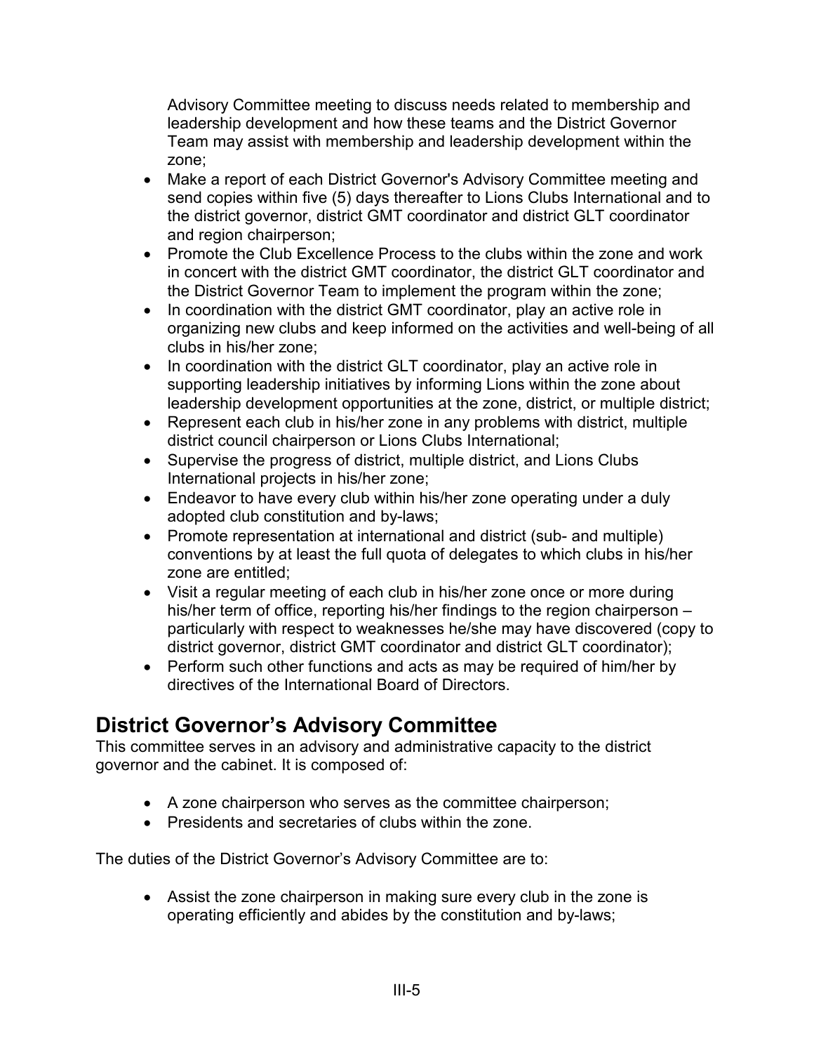Advisory Committee meeting to discuss needs related to membership and leadership development and how these teams and the District Governor Team may assist with membership and leadership development within the zone;

- Make a report of each District Governor's Advisory Committee meeting and send copies within five (5) days thereafter to Lions Clubs International and to the district governor, district GMT coordinator and district GLT coordinator and region chairperson;
- Promote the Club Excellence Process to the clubs within the zone and work in concert with the district GMT coordinator, the district GLT coordinator and the District Governor Team to implement the program within the zone;
- In coordination with the district GMT coordinator, play an active role in organizing new clubs and keep informed on the activities and well-being of all clubs in his/her zone;
- In coordination with the district GLT coordinator, play an active role in supporting leadership initiatives by informing Lions within the zone about leadership development opportunities at the zone, district, or multiple district;
- Represent each club in his/her zone in any problems with district, multiple district council chairperson or Lions Clubs International;
- Supervise the progress of district, multiple district, and Lions Clubs International projects in his/her zone;
- Endeavor to have every club within his/her zone operating under a duly adopted club constitution and by-laws;
- Promote representation at international and district (sub- and multiple) conventions by at least the full quota of delegates to which clubs in his/her zone are entitled;
- Visit a regular meeting of each club in his/her zone once or more during his/her term of office, reporting his/her findings to the region chairperson – particularly with respect to weaknesses he/she may have discovered (copy to district governor, district GMT coordinator and district GLT coordinator);
- Perform such other functions and acts as may be required of him/her by directives of the International Board of Directors.

## District Governor's Advisory Committee

This committee serves in an advisory and administrative capacity to the district governor and the cabinet. It is composed of:

- A zone chairperson who serves as the committee chairperson;
- Presidents and secretaries of clubs within the zone.

The duties of the District Governor's Advisory Committee are to:

- Assist the zone chairperson in making sure every club in the zone is operating efficiently and abides by the constitution and by-laws;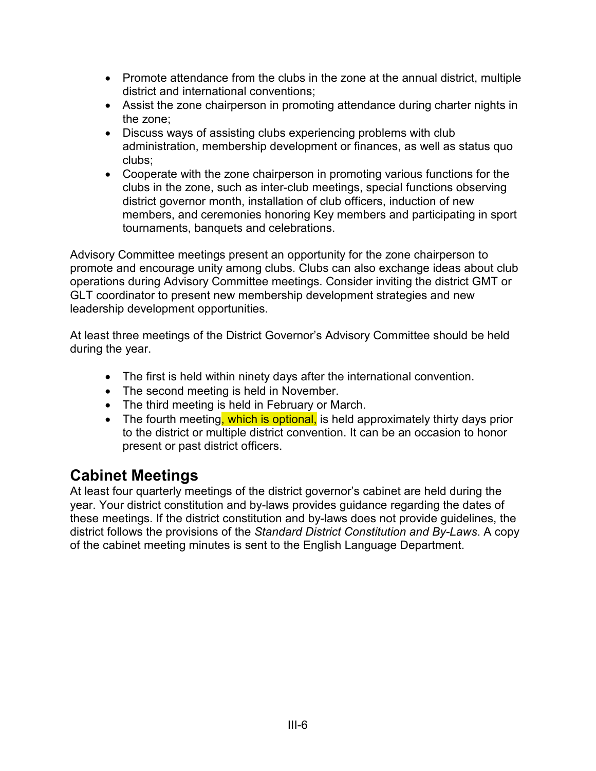- Promote attendance from the clubs in the zone at the annual district, multiple district and international conventions;
- Assist the zone chairperson in promoting attendance during charter nights in the zone;
- Discuss ways of assisting clubs experiencing problems with club administration, membership development or finances, as well as status quo clubs;
- Cooperate with the zone chairperson in promoting various functions for the clubs in the zone, such as inter-club meetings, special functions observing district governor month, installation of club officers, induction of new members, and ceremonies honoring Key members and participating in sport tournaments, banquets and celebrations.

Advisory Committee meetings present an opportunity for the zone chairperson to promote and encourage unity among clubs. Clubs can also exchange ideas about club operations during Advisory Committee meetings. Consider inviting the district GMT or GLT coordinator to present new membership development strategies and new leadership development opportunities.

At least three meetings of the District Governor's Advisory Committee should be held during the year.

- The first is held within ninety days after the international convention.
- The second meeting is held in November.
- The third meeting is held in February or March.
- The fourth meeting, which is optional, is held approximately thirty days prior to the district or multiple district convention. It can be an occasion to honor present or past district officers.

## Cabinet Meetings

At least four quarterly meetings of the district governor's cabinet are held during the year. Your district constitution and by-laws provides guidance regarding the dates of these meetings. If the district constitution and by-laws does not provide guidelines, the district follows the provisions of the *Standard District Constitution and By-Laws*. A copy of the cabinet meeting minutes is sent to the English Language Department.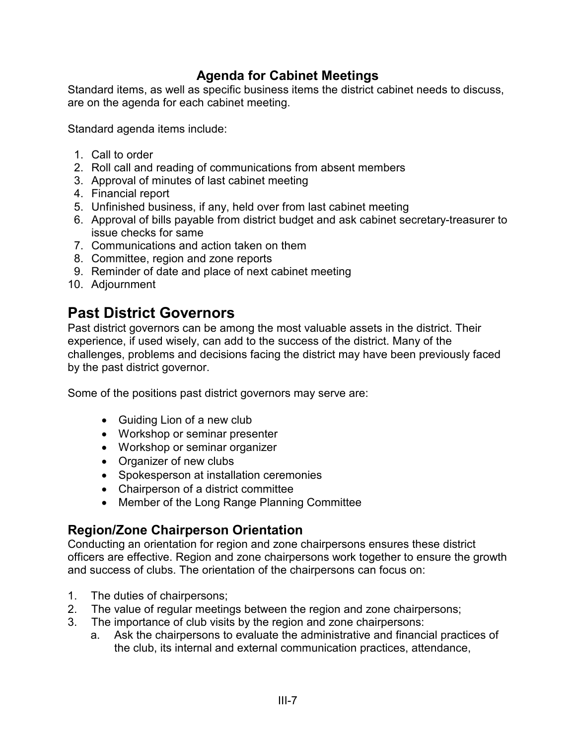## Agenda for Cabinet Meetings

Standard items, as well as specific business items the district cabinet needs to discuss, are on the agenda for each cabinet meeting.

Standard agenda items include:

1. Call to order
2. Roll call and reading of communications from absent members
3. Approval of minutes of last cabinet meeting
4. Financial report
5. Unfinished business, if any, held over from last cabinet meeting
6. Approval of bills payable from district budget and ask cabinet secretary-treasurer to issue checks for same
7. Communications and action taken on them
8. Committee, region and zone reports
9. Reminder of date and place of next cabinet meeting
10. Adjournment

# Past District Governors

Past district governors can be among the most valuable assets in the district. Their experience, if used wisely, can add to the success of the district. Many of the challenges, problems and decisions facing the district may have been previously faced by the past district governor.

Some of the positions past district governors may serve are:

- Guiding Lion of a new club
- Workshop or seminar presenter
- Workshop or seminar organizer
- Organizer of new clubs
- Spokesperson at installation ceremonies
- Chairperson of a district committee
- Member of the Long Range Planning Committee

## Region/Zone Chairperson Orientation

Conducting an orientation for region and zone chairpersons ensures these district officers are effective. Region and zone chairpersons work together to ensure the growth and success of clubs. The orientation of the chairpersons can focus on:

1. The duties of chairpersons;
2. The value of regular meetings between the region and zone chairpersons;
3. The importance of club visits by the region and zone chairpersons:
   a. Ask the chairpersons to evaluate the administrative and financial practices of the club, its internal and external communication practices, attendance,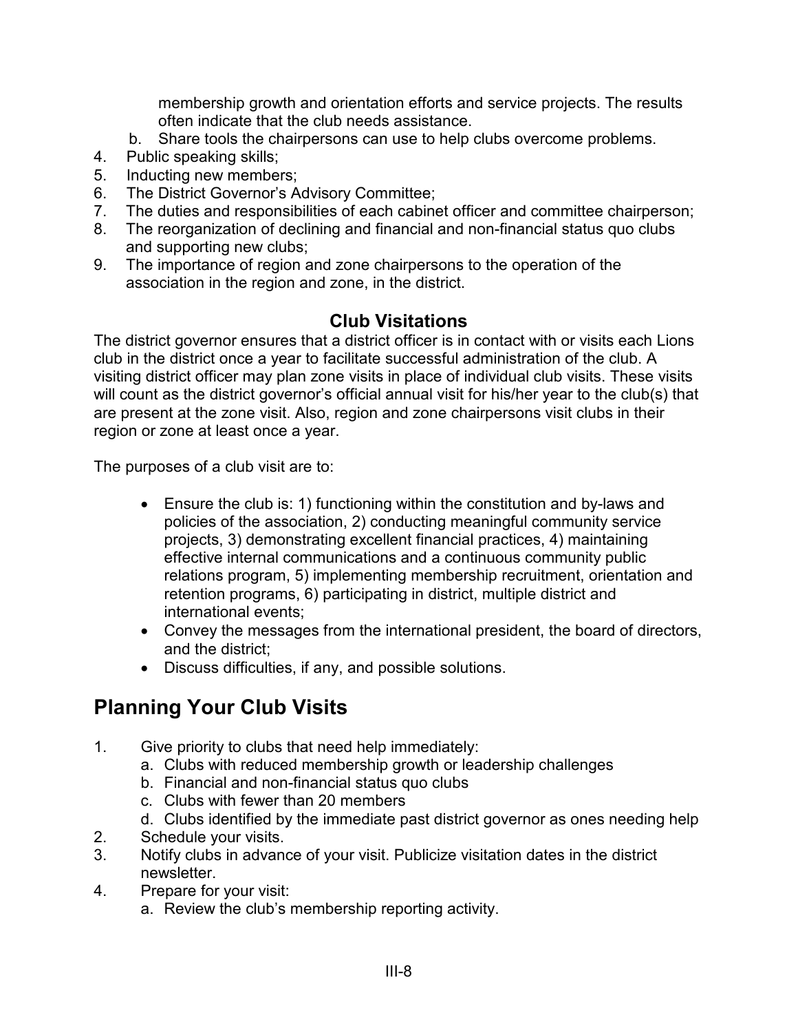membership growth and orientation efforts and service projects. The results often indicate that the club needs assistance.

   b. Share tools the chairpersons can use to help clubs overcome problems.

4. Public speaking skills;
5. Inducting new members;
6. The District Governor's Advisory Committee;
7. The duties and responsibilities of each cabinet officer and committee chairperson;
8. The reorganization of declining and financial and non-financial status quo clubs and supporting new clubs;
9. The importance of region and zone chairpersons to the operation of the association in the region and zone, in the district.

### Club Visitations

The district governor ensures that a district officer is in contact with or visits each Lions club in the district once a year to facilitate successful administration of the club. A visiting district officer may plan zone visits in place of individual club visits. These visits will count as the district governor's official annual visit for his/her year to the club(s) that are present at the zone visit. Also, region and zone chairpersons visit clubs in their region or zone at least once a year.

The purposes of a club visit are to:

- Ensure the club is: 1) functioning within the constitution and by-laws and policies of the association, 2) conducting meaningful community service projects, 3) demonstrating excellent financial practices, 4) maintaining effective internal communications and a continuous community public relations program, 5) implementing membership recruitment, orientation and retention programs, 6) participating in district, multiple district and international events;
- Convey the messages from the international president, the board of directors, and the district;
- Discuss difficulties, if any, and possible solutions.

## Planning Your Club Visits

1. Give priority to clubs that need help immediately:
   a. Clubs with reduced membership growth or leadership challenges
   b. Financial and non-financial status quo clubs
   c. Clubs with fewer than 20 members
   d. Clubs identified by the immediate past district governor as ones needing help
2. Schedule your visits.
3. Notify clubs in advance of your visit. Publicize visitation dates in the district newsletter.
4. Prepare for your visit:
   a. Review the club's membership reporting activity.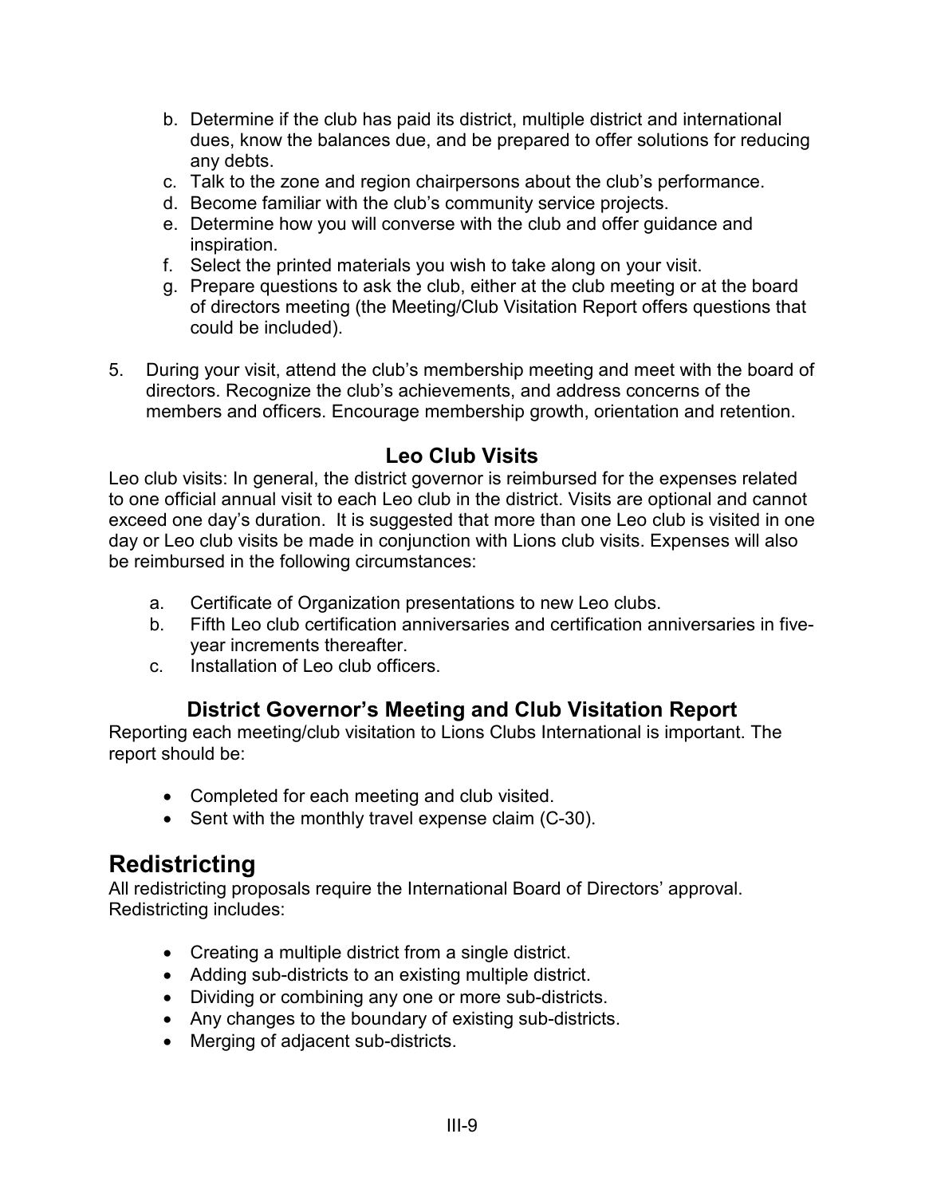b. Determine if the club has paid its district, multiple district and international dues, know the balances due, and be prepared to offer solutions for reducing any debts.
c. Talk to the zone and region chairpersons about the club's performance.
d. Become familiar with the club's community service projects.
e. Determine how you will converse with the club and offer guidance and inspiration.
f. Select the printed materials you wish to take along on your visit.
g. Prepare questions to ask the club, either at the club meeting or at the board of directors meeting (the Meeting/Club Visitation Report offers questions that could be included).

5. During your visit, attend the club's membership meeting and meet with the board of directors. Recognize the club's achievements, and address concerns of the members and officers. Encourage membership growth, orientation and retention.

### Leo Club Visits

Leo club visits: In general, the district governor is reimbursed for the expenses related to one official annual visit to each Leo club in the district. Visits are optional and cannot exceed one day's duration. It is suggested that more than one Leo club is visited in one day or Leo club visits be made in conjunction with Lions club visits. Expenses will also be reimbursed in the following circumstances:

a. Certificate of Organization presentations to new Leo clubs.
b. Fifth Leo club certification anniversaries and certification anniversaries in five-year increments thereafter.
c. Installation of Leo club officers.

### District Governor's Meeting and Club Visitation Report

Reporting each meeting/club visitation to Lions Clubs International is important. The report should be:

- Completed for each meeting and club visited.
- Sent with the monthly travel expense claim (C-30).

## Redistricting

All redistricting proposals require the International Board of Directors' approval. Redistricting includes:

- Creating a multiple district from a single district.
- Adding sub-districts to an existing multiple district.
- Dividing or combining any one or more sub-districts.
- Any changes to the boundary of existing sub-districts.
- Merging of adjacent sub-districts.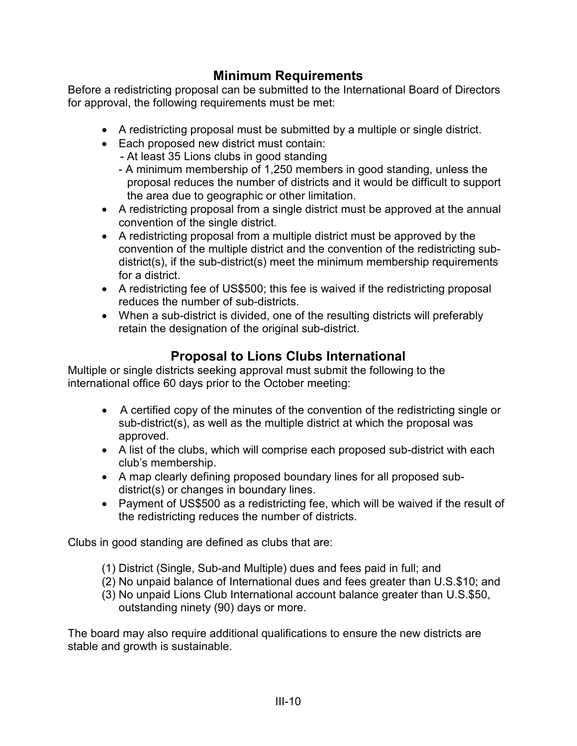## Minimum Requirements

Before a redistricting proposal can be submitted to the International Board of Directors for approval, the following requirements must be met:

- A redistricting proposal must be submitted by a multiple or single district.
- Each proposed new district must contain:
  - At least 35 Lions clubs in good standing
  - A minimum membership of 1,250 members in good standing, unless the proposal reduces the number of districts and it would be difficult to support the area due to geographic or other limitation.
- A redistricting proposal from a single district must be approved at the annual convention of the single district.
- A redistricting proposal from a multiple district must be approved by the convention of the multiple district and the convention of the redistricting sub-district(s), if the sub-district(s) meet the minimum membership requirements for a district.
- A redistricting fee of US$500; this fee is waived if the redistricting proposal reduces the number of sub-districts.
- When a sub-district is divided, one of the resulting districts will preferably retain the designation of the original sub-district.

## Proposal to Lions Clubs International

Multiple or single districts seeking approval must submit the following to the international office 60 days prior to the October meeting:

- A certified copy of the minutes of the convention of the redistricting single or sub-district(s), as well as the multiple district at which the proposal was approved.
- A list of the clubs, which will comprise each proposed sub-district with each club's membership.
- A map clearly defining proposed boundary lines for all proposed sub-district(s) or changes in boundary lines.
- Payment of US$500 as a redistricting fee, which will be waived if the result of the redistricting reduces the number of districts.

Clubs in good standing are defined as clubs that are:

(1) District (Single, Sub-and Multiple) dues and fees paid in full; and
(2) No unpaid balance of International dues and fees greater than U.S.$10; and
(3) No unpaid Lions Club International account balance greater than U.S.$50, outstanding ninety (90) days or more.

The board may also require additional qualifications to ensure the new districts are stable and growth is sustainable.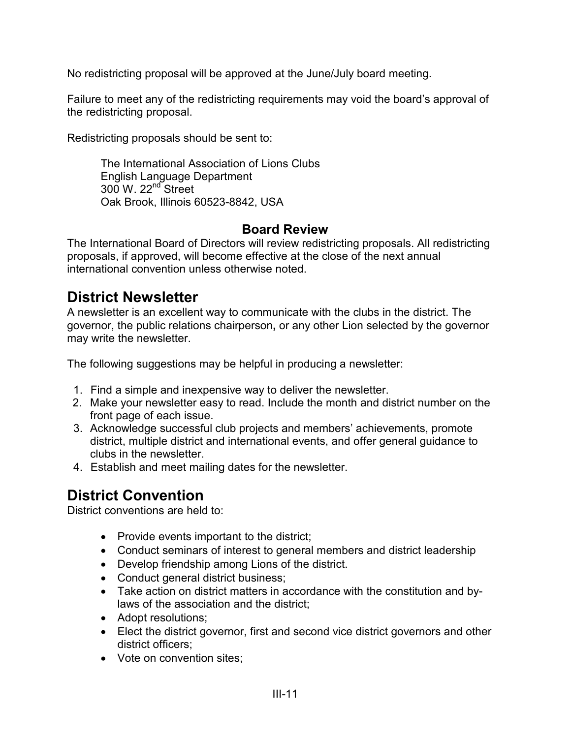No redistricting proposal will be approved at the June/July board meeting.

Failure to meet any of the redistricting requirements may void the board's approval of the redistricting proposal.

Redistricting proposals should be sent to:

> The International Association of Lions Clubs
> English Language Department
> 300 W. 22nd Street
> Oak Brook, Illinois 60523-8842, USA

### Board Review

The International Board of Directors will review redistricting proposals. All redistricting proposals, if approved, will become effective at the close of the next annual international convention unless otherwise noted.

## District Newsletter

A newsletter is an excellent way to communicate with the clubs in the district. The governor, the public relations chairperson**,** or any other Lion selected by the governor may write the newsletter.

The following suggestions may be helpful in producing a newsletter:

1. Find a simple and inexpensive way to deliver the newsletter.
2. Make your newsletter easy to read. Include the month and district number on the front page of each issue.
3. Acknowledge successful club projects and members' achievements, promote district, multiple district and international events, and offer general guidance to clubs in the newsletter.
4. Establish and meet mailing dates for the newsletter.

## District Convention

District conventions are held to:

- Provide events important to the district;
- Conduct seminars of interest to general members and district leadership
- Develop friendship among Lions of the district.
- Conduct general district business;
- Take action on district matters in accordance with the constitution and by-laws of the association and the district;
- Adopt resolutions;
- Elect the district governor, first and second vice district governors and other district officers;
- Vote on convention sites;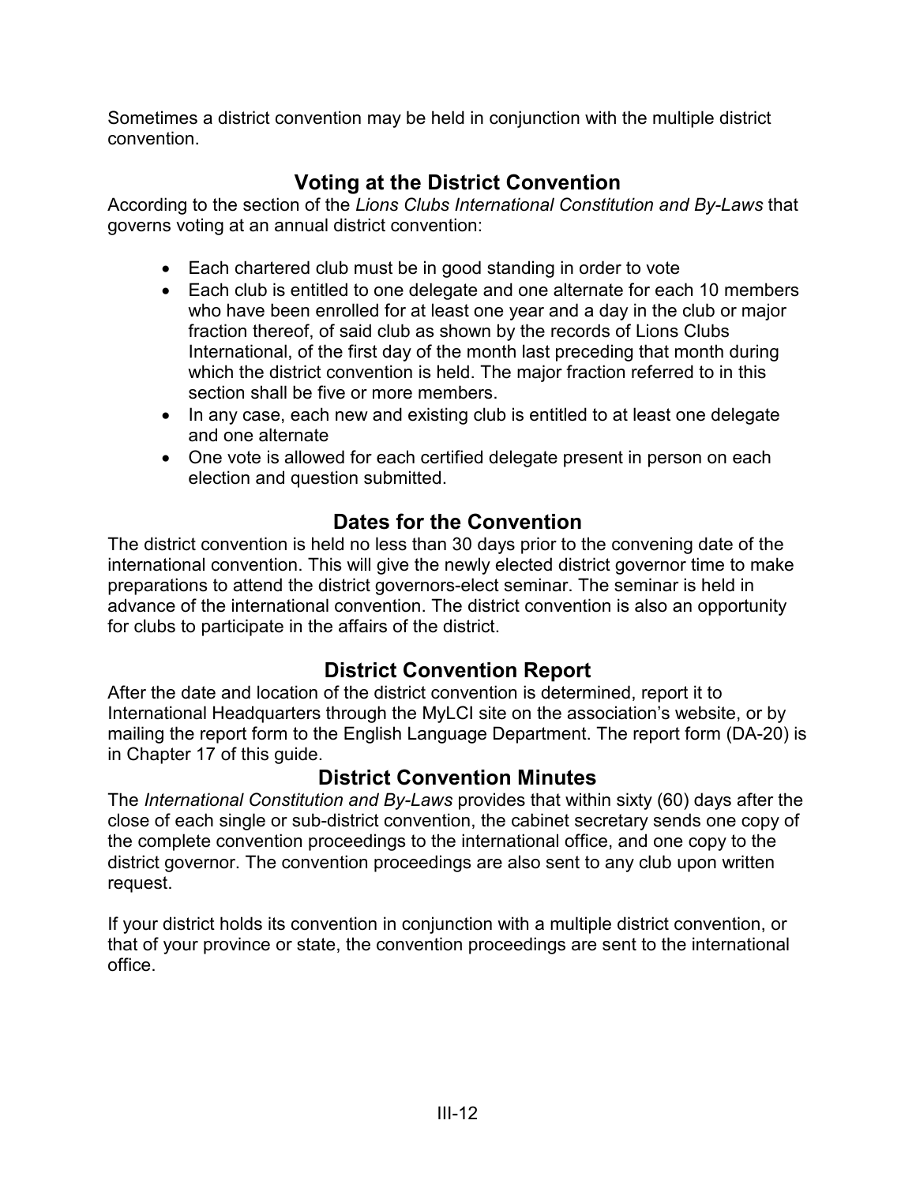Sometimes a district convention may be held in conjunction with the multiple district convention.

## Voting at the District Convention

According to the section of the *Lions Clubs International Constitution and By-Laws* that governs voting at an annual district convention:

- Each chartered club must be in good standing in order to vote
- Each club is entitled to one delegate and one alternate for each 10 members who have been enrolled for at least one year and a day in the club or major fraction thereof, of said club as shown by the records of Lions Clubs International, of the first day of the month last preceding that month during which the district convention is held. The major fraction referred to in this section shall be five or more members.
- In any case, each new and existing club is entitled to at least one delegate and one alternate
- One vote is allowed for each certified delegate present in person on each election and question submitted.

## Dates for the Convention

The district convention is held no less than 30 days prior to the convening date of the international convention. This will give the newly elected district governor time to make preparations to attend the district governors-elect seminar. The seminar is held in advance of the international convention. The district convention is also an opportunity for clubs to participate in the affairs of the district.

## District Convention Report

After the date and location of the district convention is determined, report it to International Headquarters through the MyLCI site on the association's website, or by mailing the report form to the English Language Department. The report form (DA-20) is in Chapter 17 of this guide.

## District Convention Minutes

The *International Constitution and By-Laws* provides that within sixty (60) days after the close of each single or sub-district convention, the cabinet secretary sends one copy of the complete convention proceedings to the international office, and one copy to the district governor. The convention proceedings are also sent to any club upon written request.

If your district holds its convention in conjunction with a multiple district convention, or that of your province or state, the convention proceedings are sent to the international office.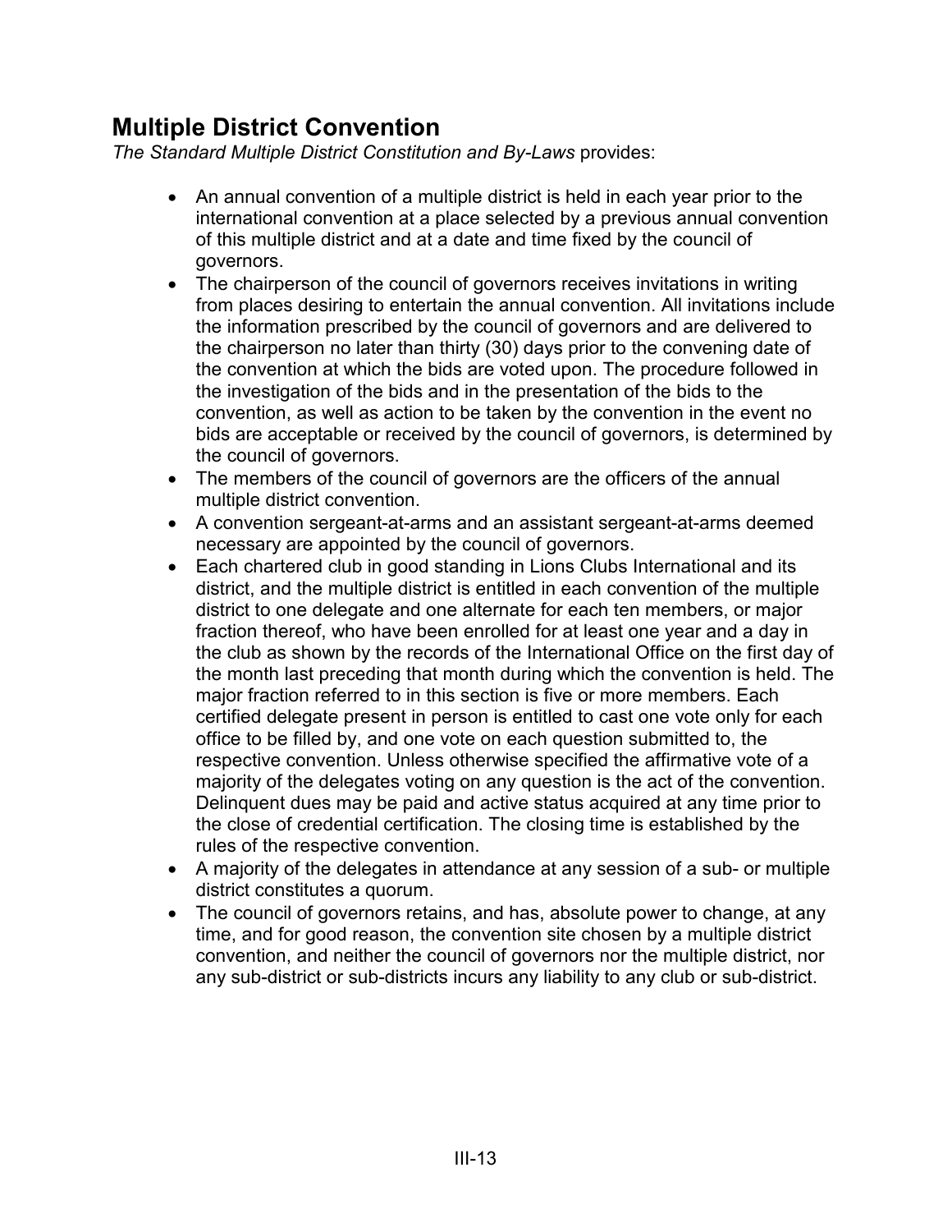## Multiple District Convention

*The Standard Multiple District Constitution and By-Laws* provides:

- An annual convention of a multiple district is held in each year prior to the international convention at a place selected by a previous annual convention of this multiple district and at a date and time fixed by the council of governors.
- The chairperson of the council of governors receives invitations in writing from places desiring to entertain the annual convention. All invitations include the information prescribed by the council of governors and are delivered to the chairperson no later than thirty (30) days prior to the convening date of the convention at which the bids are voted upon. The procedure followed in the investigation of the bids and in the presentation of the bids to the convention, as well as action to be taken by the convention in the event no bids are acceptable or received by the council of governors, is determined by the council of governors.
- The members of the council of governors are the officers of the annual multiple district convention.
- A convention sergeant-at-arms and an assistant sergeant-at-arms deemed necessary are appointed by the council of governors.
- Each chartered club in good standing in Lions Clubs International and its district, and the multiple district is entitled in each convention of the multiple district to one delegate and one alternate for each ten members, or major fraction thereof, who have been enrolled for at least one year and a day in the club as shown by the records of the International Office on the first day of the month last preceding that month during which the convention is held. The major fraction referred to in this section is five or more members. Each certified delegate present in person is entitled to cast one vote only for each office to be filled by, and one vote on each question submitted to, the respective convention. Unless otherwise specified the affirmative vote of a majority of the delegates voting on any question is the act of the convention. Delinquent dues may be paid and active status acquired at any time prior to the close of credential certification. The closing time is established by the rules of the respective convention.
- A majority of the delegates in attendance at any session of a sub- or multiple district constitutes a quorum.
- The council of governors retains, and has, absolute power to change, at any time, and for good reason, the convention site chosen by a multiple district convention, and neither the council of governors nor the multiple district, nor any sub-district or sub-districts incurs any liability to any club or sub-district.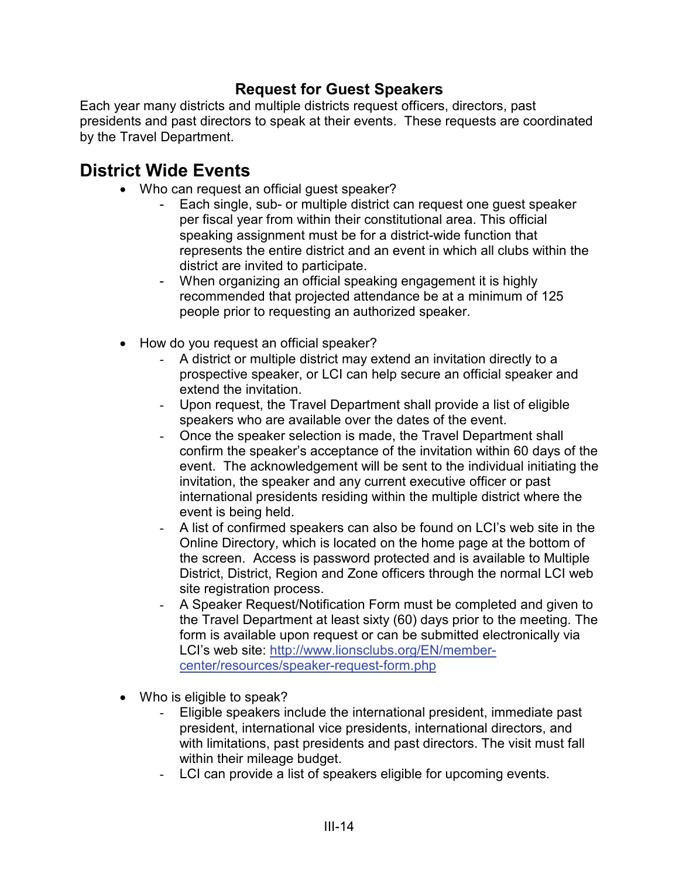## Request for Guest Speakers

Each year many districts and multiple districts request officers, directors, past presidents and past directors to speak at their events. These requests are coordinated by the Travel Department.

# District Wide Events

- Who can request an official guest speaker?
  - Each single, sub- or multiple district can request one guest speaker per fiscal year from within their constitutional area. This official speaking assignment must be for a district-wide function that represents the entire district and an event in which all clubs within the district are invited to participate.
  - When organizing an official speaking engagement it is highly recommended that projected attendance be at a minimum of 125 people prior to requesting an authorized speaker.

- How do you request an official speaker?
  - A district or multiple district may extend an invitation directly to a prospective speaker, or LCI can help secure an official speaker and extend the invitation.
  - Upon request, the Travel Department shall provide a list of eligible speakers who are available over the dates of the event.
  - Once the speaker selection is made, the Travel Department shall confirm the speaker's acceptance of the invitation within 60 days of the event. The acknowledgement will be sent to the individual initiating the invitation, the speaker and any current executive officer or past international presidents residing within the multiple district where the event is being held.
  - A list of confirmed speakers can also be found on LCI's web site in the Online Directory, which is located on the home page at the bottom of the screen. Access is password protected and is available to Multiple District, District, Region and Zone officers through the normal LCI web site registration process.
  - A Speaker Request/Notification Form must be completed and given to the Travel Department at least sixty (60) days prior to the meeting. The form is available upon request or can be submitted electronically via LCI's web site: [http://www.lionsclubs.org/EN/member-center/resources/speaker-request-form.php](http://www.lionsclubs.org/EN/member-center/resources/speaker-request-form.php)

- Who is eligible to speak?
  - Eligible speakers include the international president, immediate past president, international vice presidents, international directors, and with limitations, past presidents and past directors. The visit must fall within their mileage budget.
  - LCI can provide a list of speakers eligible for upcoming events.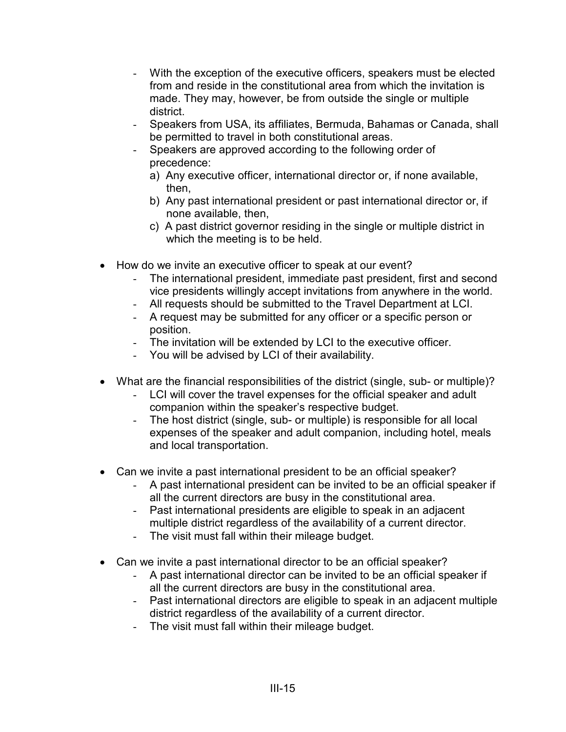- With the exception of the executive officers, speakers must be elected from and reside in the constitutional area from which the invitation is made. They may, however, be from outside the single or multiple district.
  - Speakers from USA, its affiliates, Bermuda, Bahamas or Canada, shall be permitted to travel in both constitutional areas.
  - Speakers are approved according to the following order of precedence:
    a) Any executive officer, international director or, if none available, then,
    b) Any past international president or past international director or, if none available, then,
    c) A past district governor residing in the single or multiple district in which the meeting is to be held.

- How do we invite an executive officer to speak at our event?
  - The international president, immediate past president, first and second vice presidents willingly accept invitations from anywhere in the world.
  - All requests should be submitted to the Travel Department at LCI.
  - A request may be submitted for any officer or a specific person or position.
  - The invitation will be extended by LCI to the executive officer.
  - You will be advised by LCI of their availability.

- What are the financial responsibilities of the district (single, sub- or multiple)?
  - LCI will cover the travel expenses for the official speaker and adult companion within the speaker's respective budget.
  - The host district (single, sub- or multiple) is responsible for all local expenses of the speaker and adult companion, including hotel, meals and local transportation.

- Can we invite a past international president to be an official speaker?
  - A past international president can be invited to be an official speaker if all the current directors are busy in the constitutional area.
  - Past international presidents are eligible to speak in an adjacent multiple district regardless of the availability of a current director.
  - The visit must fall within their mileage budget.

- Can we invite a past international director to be an official speaker?
  - A past international director can be invited to be an official speaker if all the current directors are busy in the constitutional area.
  - Past international directors are eligible to speak in an adjacent multiple district regardless of the availability of a current director.
  - The visit must fall within their mileage budget.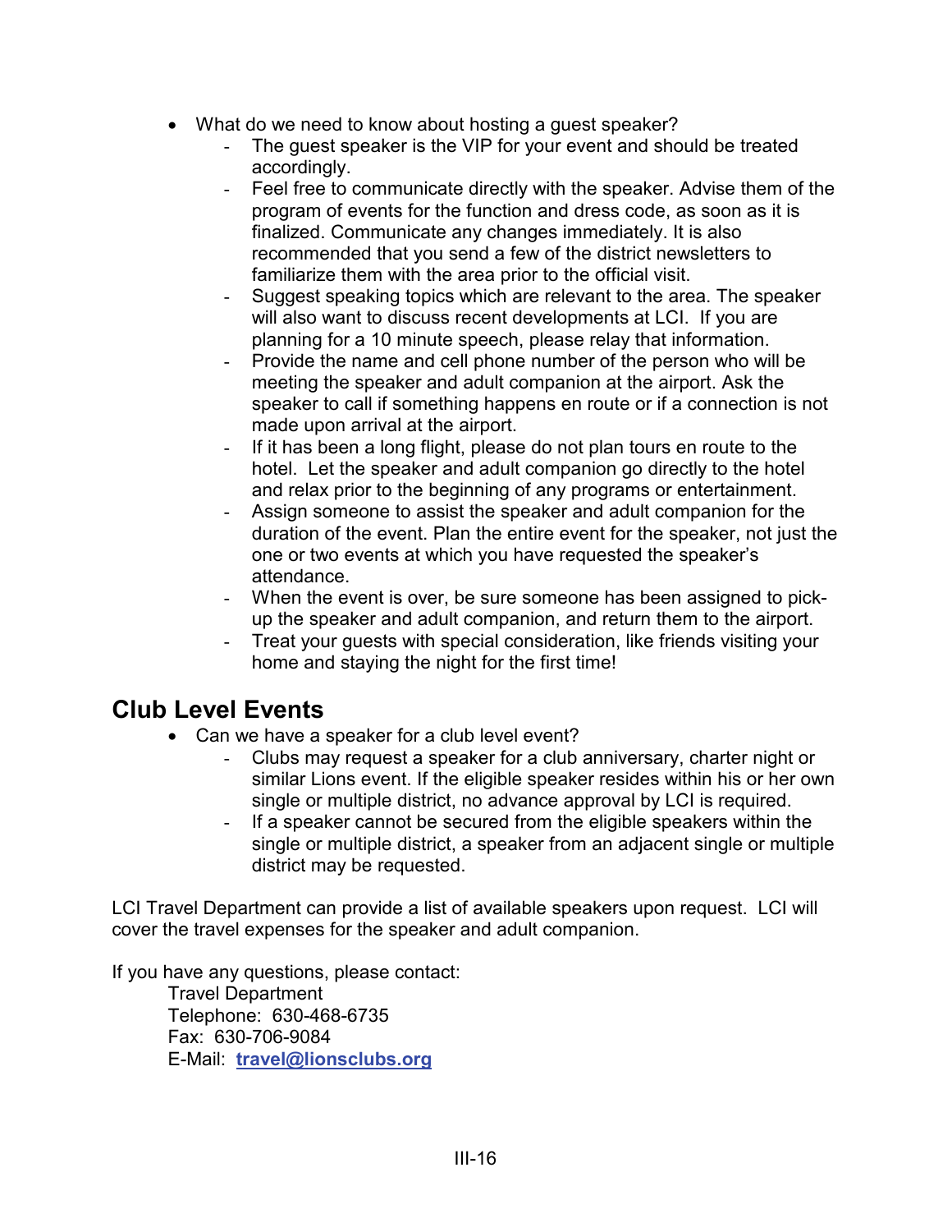- What do we need to know about hosting a guest speaker?
  - The guest speaker is the VIP for your event and should be treated accordingly.
  - Feel free to communicate directly with the speaker. Advise them of the program of events for the function and dress code, as soon as it is finalized. Communicate any changes immediately. It is also recommended that you send a few of the district newsletters to familiarize them with the area prior to the official visit.
  - Suggest speaking topics which are relevant to the area. The speaker will also want to discuss recent developments at LCI. If you are planning for a 10 minute speech, please relay that information.
  - Provide the name and cell phone number of the person who will be meeting the speaker and adult companion at the airport. Ask the speaker to call if something happens en route or if a connection is not made upon arrival at the airport.
  - If it has been a long flight, please do not plan tours en route to the hotel. Let the speaker and adult companion go directly to the hotel and relax prior to the beginning of any programs or entertainment.
  - Assign someone to assist the speaker and adult companion for the duration of the event. Plan the entire event for the speaker, not just the one or two events at which you have requested the speaker's attendance.
  - When the event is over, be sure someone has been assigned to pick-up the speaker and adult companion, and return them to the airport.
  - Treat your guests with special consideration, like friends visiting your home and staying the night for the first time!

## Club Level Events

- Can we have a speaker for a club level event?
  - Clubs may request a speaker for a club anniversary, charter night or similar Lions event. If the eligible speaker resides within his or her own single or multiple district, no advance approval by LCI is required.
  - If a speaker cannot be secured from the eligible speakers within the single or multiple district, a speaker from an adjacent single or multiple district may be requested.

LCI Travel Department can provide a list of available speakers upon request. LCI will cover the travel expenses for the speaker and adult companion.

If you have any questions, please contact:

Travel Department
Telephone: 630-468-6735
Fax: 630-706-9084
E-Mail: **travel@lionsclubs.org**